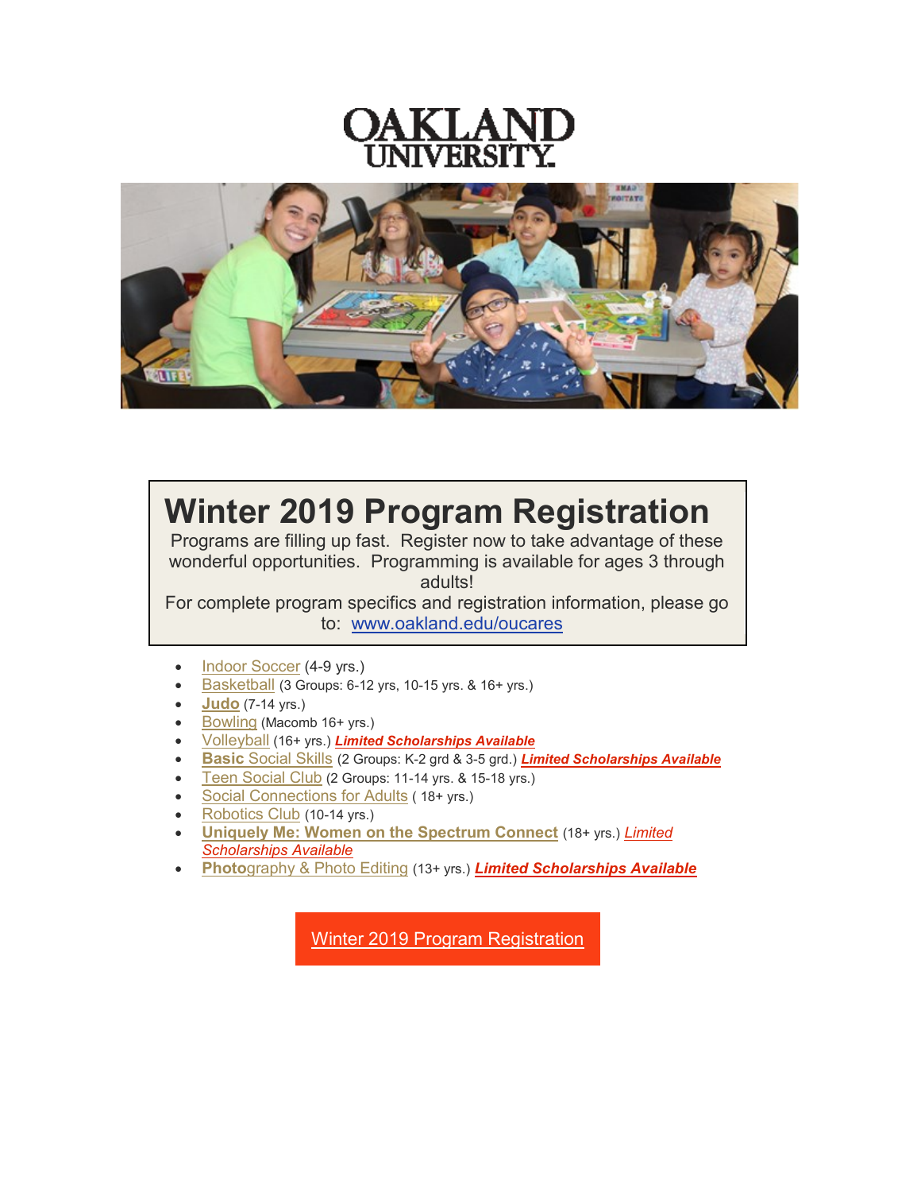OAKLAND UNIVERSITY

# Winter 2019 Program Registration

Programs are filling up fast. Register now to take advantage of these wonderful opportunities. Programming is available for ages 3 through adults!

For complete program specifics and registration information, please go to: www.oakland.edu/oucares

- Indoor Soccer (4-9 yrs.)
- Basketball (3 Groups: 6-12 yrs, 10-15 yrs. & 16+ yrs.)
- **Judo** (7-14 yrs.)
- Bowling (Macomb 16+ yrs.)
- Volleyball (16+ yrs.) ***Limited Scholarships Available***
- **Basic** Social Skills (2 Groups: K-2 grd & 3-5 grd.) ***Limited Scholarships Available***
- Teen Social Club (2 Groups: 11-14 yrs. & 15-18 yrs.)
- Social Connections for Adults ( 18+ yrs.)
- Robotics Club (10-14 yrs.)
- **Uniquely Me: Women on the Spectrum Connect** (18+ yrs.) *Limited Scholarships Available*
- **Photo**graphy & Photo Editing (13+ yrs.) ***Limited Scholarships Available***

Winter 2019 Program Registration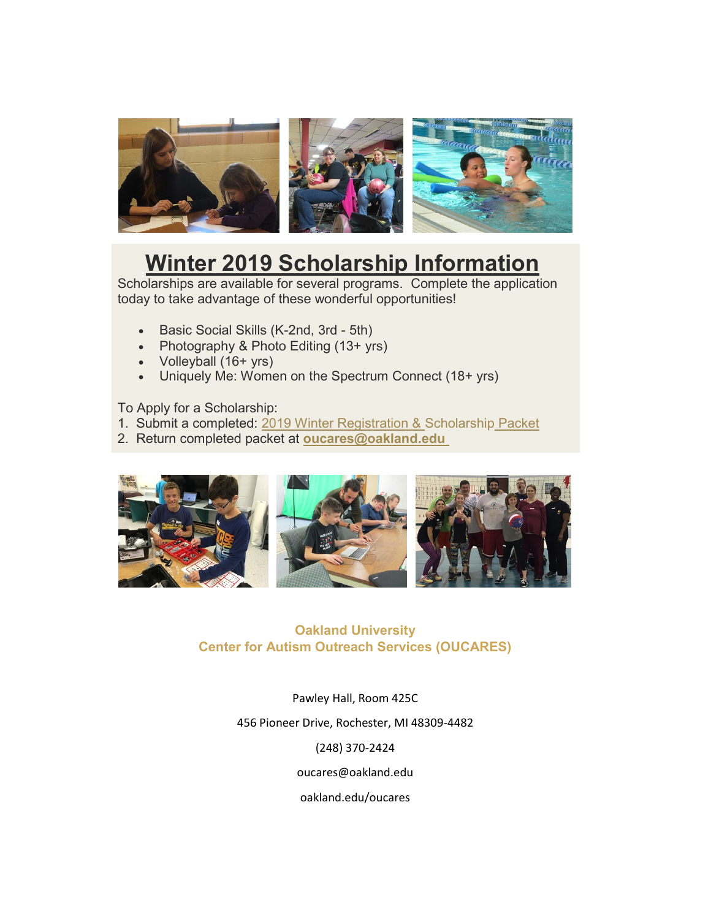# Winter 2019 Scholarship Information

Scholarships are available for several programs. Complete the application today to take advantage of these wonderful opportunities!

- Basic Social Skills (K-2nd, 3rd - 5th)
- Photography & Photo Editing (13+ yrs)
- Volleyball (16+ yrs)
- Uniquely Me: Women on the Spectrum Connect (18+ yrs)

To Apply for a Scholarship:

1. Submit a completed: 2019 Winter Registration & Scholarship Packet
2. Return completed packet at **oucares@oakland.edu**

**Oakland University**
**Center for Autism Outreach Services (OUCARES)**

Pawley Hall, Room 425C

456 Pioneer Drive, Rochester, MI 48309-4482

(248) 370-2424

oucares@oakland.edu

oakland.edu/oucares